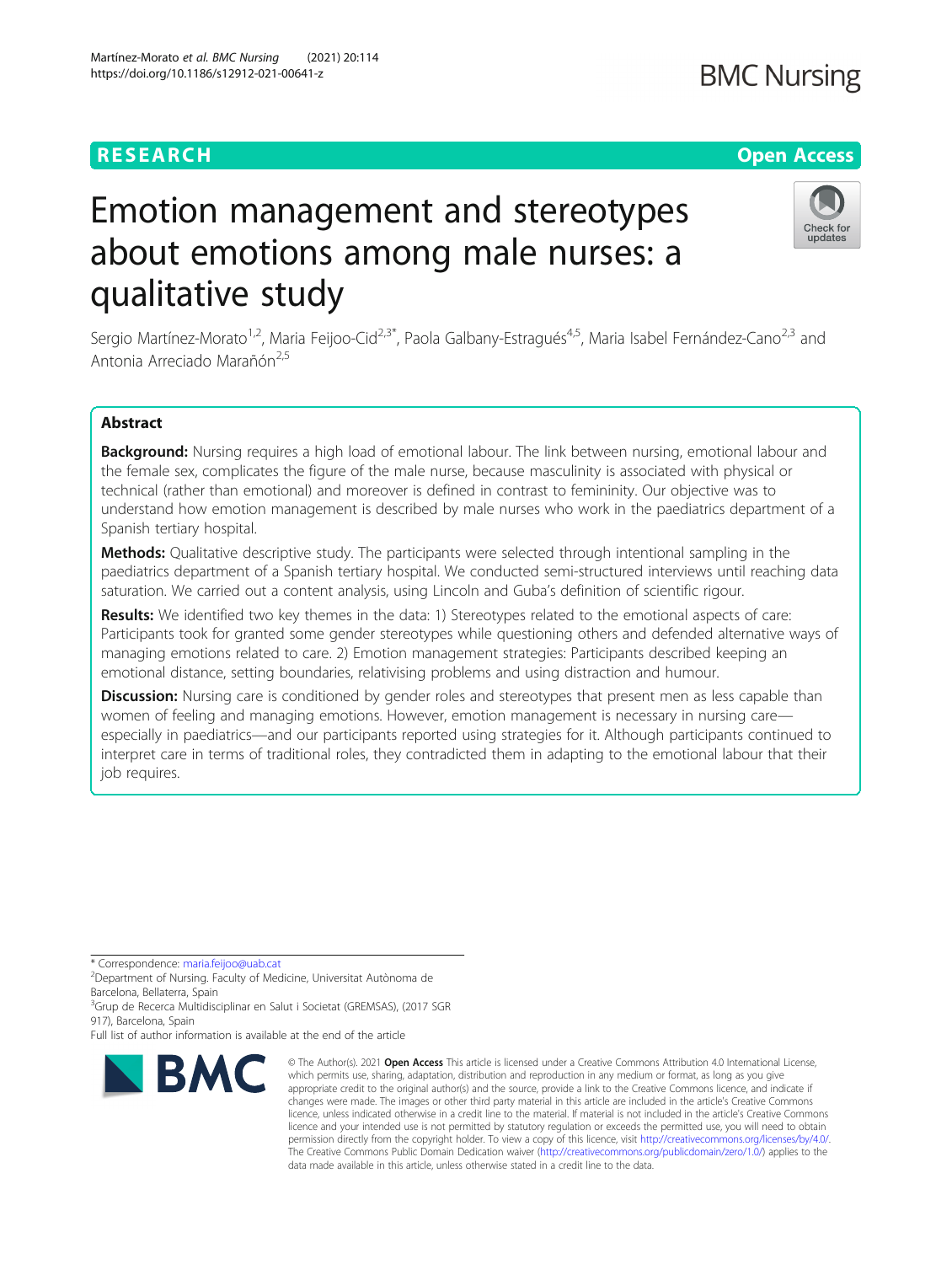RESEARCH

Open Access

# Emotion management and stereotypes about emotions among male nurses: a qualitative study

Sergio Martínez-Morato[1,2], Maria Feijoo-Cid[2,3*], Paola Galbany-Estragués[4,5], Maria Isabel Fernández-Cano[2,3] and Antonia Arreciado Marañón[2,5]

## Abstract

**Background:** Nursing requires a high load of emotional labour. The link between nursing, emotional labour and the female sex, complicates the figure of the male nurse, because masculinity is associated with physical or technical (rather than emotional) and moreover is defined in contrast to femininity. Our objective was to understand how emotion management is described by male nurses who work in the paediatrics department of a Spanish tertiary hospital.

**Methods:** Qualitative descriptive study. The participants were selected through intentional sampling in the paediatrics department of a Spanish tertiary hospital. We conducted semi-structured interviews until reaching data saturation. We carried out a content analysis, using Lincoln and Guba's definition of scientific rigour.

**Results:** We identified two key themes in the data: 1) Stereotypes related to the emotional aspects of care: Participants took for granted some gender stereotypes while questioning others and defended alternative ways of managing emotions related to care. 2) Emotion management strategies: Participants described keeping an emotional distance, setting boundaries, relativising problems and using distraction and humour.

**Discussion:** Nursing care is conditioned by gender roles and stereotypes that present men as less capable than women of feeling and managing emotions. However, emotion management is necessary in nursing care—especially in paediatrics—and our participants reported using strategies for it. Although participants continued to interpret care in terms of traditional roles, they contradicted them in adapting to the emotional labour that their job requires.

* Correspondence: maria.feijoo@uab.cat
[2]Department of Nursing. Faculty of Medicine, Universitat Autònoma de Barcelona, Bellaterra, Spain
[3]Grup de Recerca Multidisciplinar en Salut i Societat (GREMSAS), (2017 SGR 917), Barcelona, Spain
Full list of author information is available at the end of the article

© The Author(s). 2021 **Open Access** This article is licensed under a Creative Commons Attribution 4.0 International License, which permits use, sharing, adaptation, distribution and reproduction in any medium or format, as long as you give appropriate credit to the original author(s) and the source, provide a link to the Creative Commons licence, and indicate if changes were made. The images or other third party material in this article are included in the article's Creative Commons licence, unless indicated otherwise in a credit line to the material. If material is not included in the article's Creative Commons licence and your intended use is not permitted by statutory regulation or exceeds the permitted use, you will need to obtain permission directly from the copyright holder. To view a copy of this licence, visit http://creativecommons.org/licenses/by/4.0/. The Creative Commons Public Domain Dedication waiver (http://creativecommons.org/publicdomain/zero/1.0/) applies to the data made available in this article, unless otherwise stated in a credit line to the data.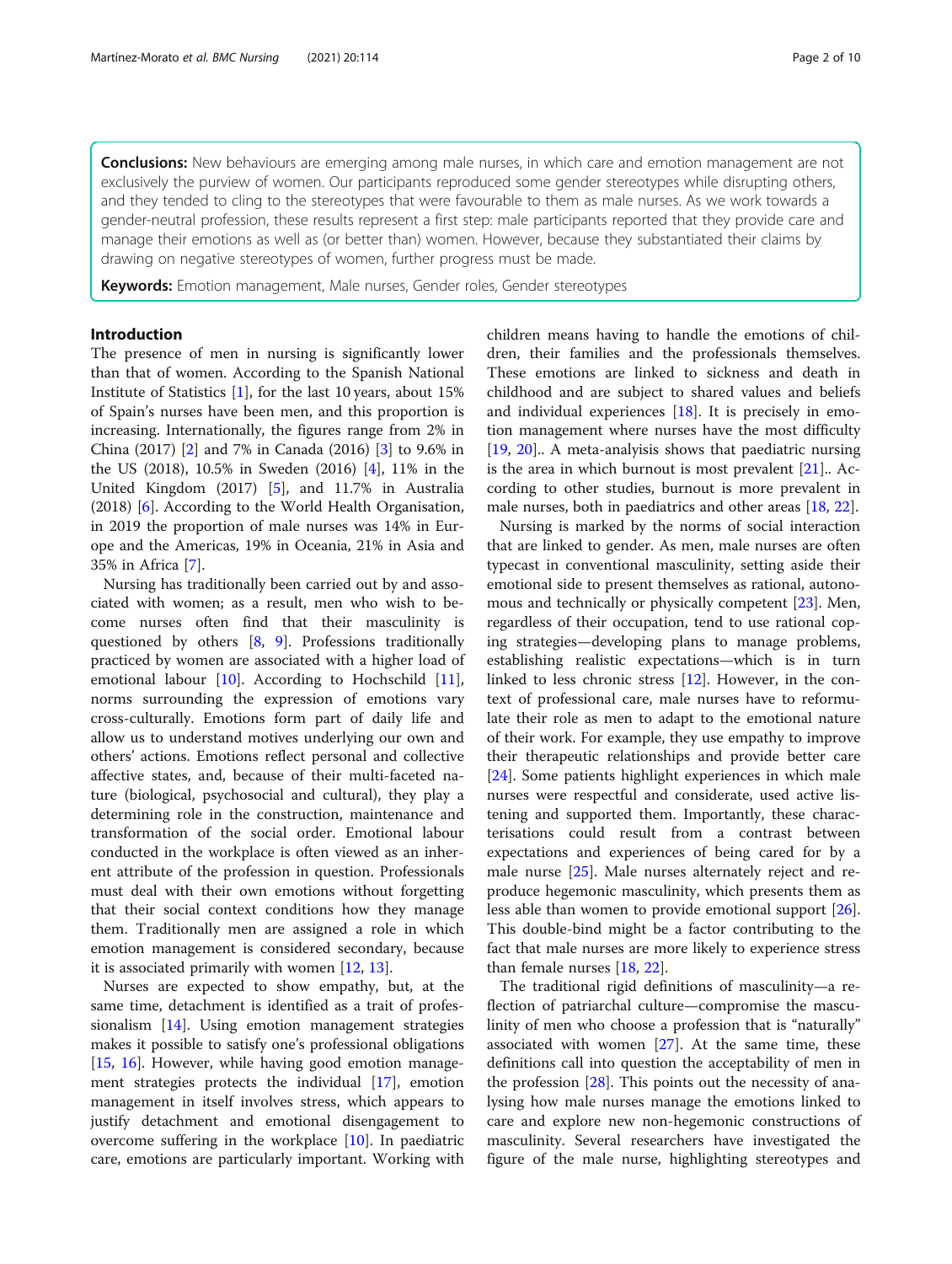**Conclusions:** New behaviours are emerging among male nurses, in which care and emotion management are not exclusively the purview of women. Our participants reproduced some gender stereotypes while disrupting others, and they tended to cling to the stereotypes that were favourable to them as male nurses. As we work towards a gender-neutral profession, these results represent a first step: male participants reported that they provide care and manage their emotions as well as (or better than) women. However, because they substantiated their claims by drawing on negative stereotypes of women, further progress must be made.

**Keywords:** Emotion management, Male nurses, Gender roles, Gender stereotypes

## Introduction

The presence of men in nursing is significantly lower than that of women. According to the Spanish National Institute of Statistics [1], for the last 10 years, about 15% of Spain's nurses have been men, and this proportion is increasing. Internationally, the figures range from 2% in China (2017) [2] and 7% in Canada (2016) [3] to 9.6% in the US (2018), 10.5% in Sweden (2016) [4], 11% in the United Kingdom (2017) [5], and 11.7% in Australia (2018) [6]. According to the World Health Organisation, in 2019 the proportion of male nurses was 14% in Europe and the Americas, 19% in Oceania, 21% in Asia and 35% in Africa [7].

Nursing has traditionally been carried out by and associated with women; as a result, men who wish to become nurses often find that their masculinity is questioned by others [8, 9]. Professions traditionally practiced by women are associated with a higher load of emotional labour [10]. According to Hochschild [11], norms surrounding the expression of emotions vary cross-culturally. Emotions form part of daily life and allow us to understand motives underlying our own and others' actions. Emotions reflect personal and collective affective states, and, because of their multi-faceted nature (biological, psychosocial and cultural), they play a determining role in the construction, maintenance and transformation of the social order. Emotional labour conducted in the workplace is often viewed as an inherent attribute of the profession in question. Professionals must deal with their own emotions without forgetting that their social context conditions how they manage them. Traditionally men are assigned a role in which emotion management is considered secondary, because it is associated primarily with women [12, 13].

Nurses are expected to show empathy, but, at the same time, detachment is identified as a trait of professionalism [14]. Using emotion management strategies makes it possible to satisfy one's professional obligations [15, 16]. However, while having good emotion management strategies protects the individual [17], emotion management in itself involves stress, which appears to justify detachment and emotional disengagement to overcome suffering in the workplace [10]. In paediatric care, emotions are particularly important. Working with children means having to handle the emotions of children, their families and the professionals themselves. These emotions are linked to sickness and death in childhood and are subject to shared values and beliefs and individual experiences [18]. It is precisely in emotion management where nurses have the most difficulty [19, 20].. A meta-analyisis shows that paediatric nursing is the area in which burnout is most prevalent [21].. According to other studies, burnout is more prevalent in male nurses, both in paediatrics and other areas [18, 22].

Nursing is marked by the norms of social interaction that are linked to gender. As men, male nurses are often typecast in conventional masculinity, setting aside their emotional side to present themselves as rational, autonomous and technically or physically competent [23]. Men, regardless of their occupation, tend to use rational coping strategies—developing plans to manage problems, establishing realistic expectations—which is in turn linked to less chronic stress [12]. However, in the context of professional care, male nurses have to reformulate their role as men to adapt to the emotional nature of their work. For example, they use empathy to improve their therapeutic relationships and provide better care [24]. Some patients highlight experiences in which male nurses were respectful and considerate, used active listening and supported them. Importantly, these characterisations could result from a contrast between expectations and experiences of being cared for by a male nurse [25]. Male nurses alternately reject and reproduce hegemonic masculinity, which presents them as less able than women to provide emotional support [26]. This double-bind might be a factor contributing to the fact that male nurses are more likely to experience stress than female nurses [18, 22].

The traditional rigid definitions of masculinity—a reflection of patriarchal culture—compromise the masculinity of men who choose a profession that is "naturally" associated with women [27]. At the same time, these definitions call into question the acceptability of men in the profession [28]. This points out the necessity of analysing how male nurses manage the emotions linked to care and explore new non-hegemonic constructions of masculinity. Several researchers have investigated the figure of the male nurse, highlighting stereotypes and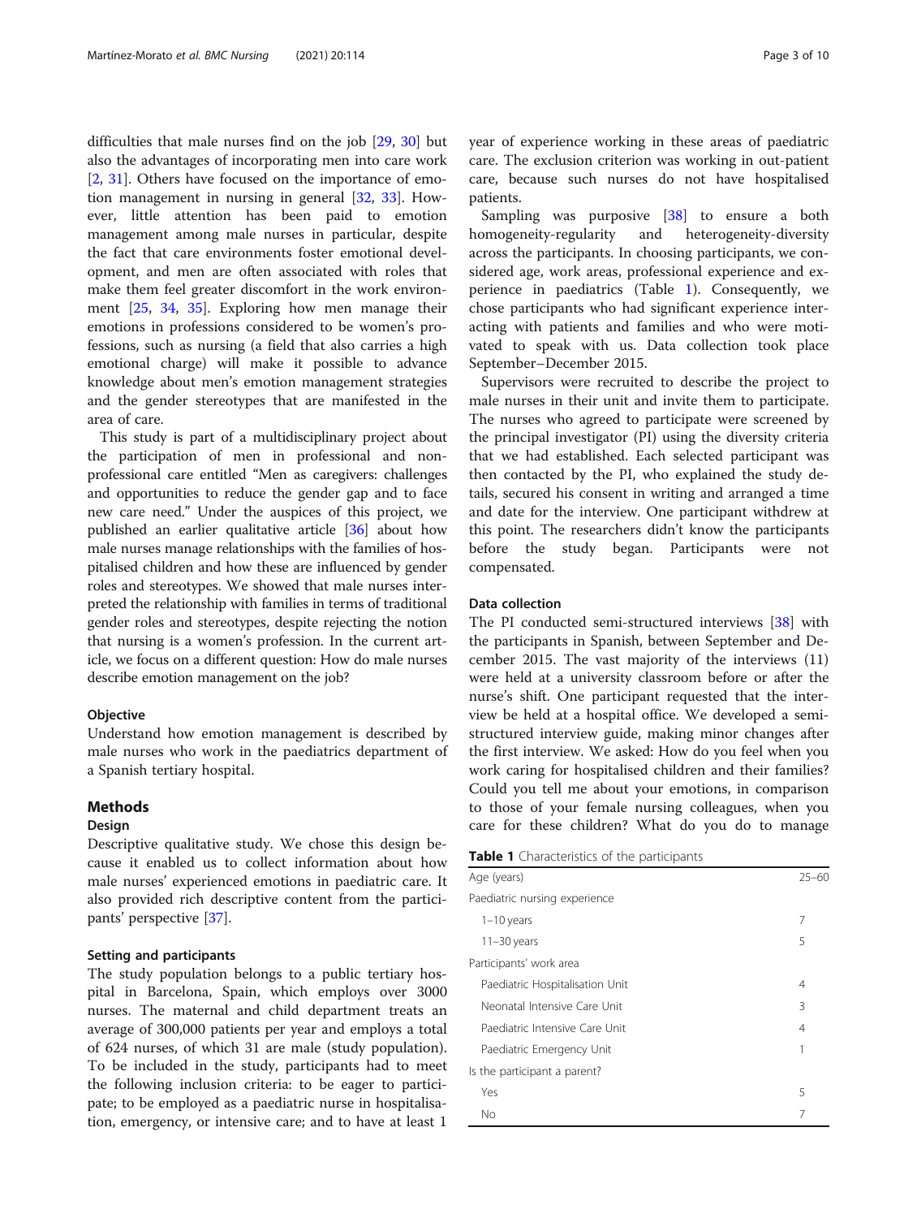difficulties that male nurses find on the job [29, 30] but also the advantages of incorporating men into care work [2, 31]. Others have focused on the importance of emotion management in nursing in general [32, 33]. However, little attention has been paid to emotion management among male nurses in particular, despite the fact that care environments foster emotional development, and men are often associated with roles that make them feel greater discomfort in the work environment [25, 34, 35]. Exploring how men manage their emotions in professions considered to be women's professions, such as nursing (a field that also carries a high emotional charge) will make it possible to advance knowledge about men's emotion management strategies and the gender stereotypes that are manifested in the area of care.

This study is part of a multidisciplinary project about the participation of men in professional and non-professional care entitled "Men as caregivers: challenges and opportunities to reduce the gender gap and to face new care need." Under the auspices of this project, we published an earlier qualitative article [36] about how male nurses manage relationships with the families of hospitalised children and how these are influenced by gender roles and stereotypes. We showed that male nurses interpreted the relationship with families in terms of traditional gender roles and stereotypes, despite rejecting the notion that nursing is a women's profession. In the current article, we focus on a different question: How do male nurses describe emotion management on the job?

### Objective

Understand how emotion management is described by male nurses who work in the paediatrics department of a Spanish tertiary hospital.

## Methods

### Design

Descriptive qualitative study. We chose this design because it enabled us to collect information about how male nurses' experienced emotions in paediatric care. It also provided rich descriptive content from the participants' perspective [37].

### Setting and participants

The study population belongs to a public tertiary hospital in Barcelona, Spain, which employs over 3000 nurses. The maternal and child department treats an average of 300,000 patients per year and employs a total of 624 nurses, of which 31 are male (study population). To be included in the study, participants had to meet the following inclusion criteria: to be eager to participate; to be employed as a paediatric nurse in hospitalisation, emergency, or intensive care; and to have at least 1 year of experience working in these areas of paediatric care. The exclusion criterion was working in out-patient care, because such nurses do not have hospitalised patients.

Sampling was purposive [38] to ensure a both homogeneity-regularity and heterogeneity-diversity across the participants. In choosing participants, we considered age, work areas, professional experience and experience in paediatrics (Table 1). Consequently, we chose participants who had significant experience interacting with patients and families and who were motivated to speak with us. Data collection took place September–December 2015.

Supervisors were recruited to describe the project to male nurses in their unit and invite them to participate. The nurses who agreed to participate were screened by the principal investigator (PI) using the diversity criteria that we had established. Each selected participant was then contacted by the PI, who explained the study details, secured his consent in writing and arranged a time and date for the interview. One participant withdrew at this point. The researchers didn't know the participants before the study began. Participants were not compensated.

### Data collection

The PI conducted semi-structured interviews [38] with the participants in Spanish, between September and December 2015. The vast majority of the interviews (11) were held at a university classroom before or after the nurse's shift. One participant requested that the interview be held at a hospital office. We developed a semi-structured interview guide, making minor changes after the first interview. We asked: How do you feel when you work caring for hospitalised children and their families? Could you tell me about your emotions, in comparison to those of your female nursing colleagues, when you care for these children? What do you do to manage

**Table 1** Characteristics of the participants

| | |
|---|---|
| Age (years) | 25–60 |
| Paediatric nursing experience | |
| 1–10 years | 7 |
| 11–30 years | 5 |
| Participants' work area | |
| Paediatric Hospitalisation Unit | 4 |
| Neonatal Intensive Care Unit | 3 |
| Paediatric Intensive Care Unit | 4 |
| Paediatric Emergency Unit | 1 |
| Is the participant a parent? | |
| Yes | 5 |
| No | 7 |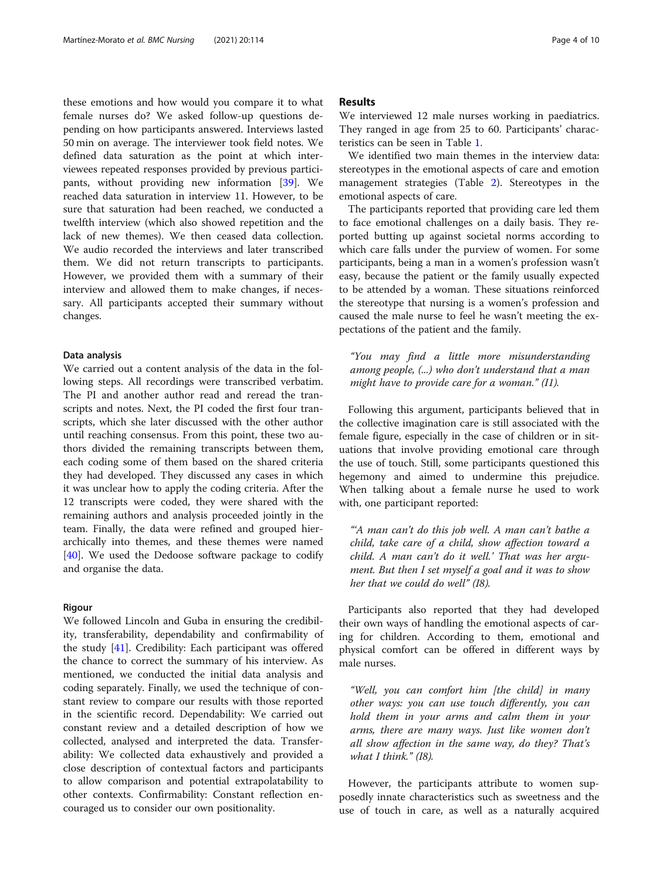these emotions and how would you compare it to what female nurses do? We asked follow-up questions depending on how participants answered. Interviews lasted 50 min on average. The interviewer took field notes. We defined data saturation as the point at which interviewees repeated responses provided by previous participants, without providing new information [39]. We reached data saturation in interview 11. However, to be sure that saturation had been reached, we conducted a twelfth interview (which also showed repetition and the lack of new themes). We then ceased data collection. We audio recorded the interviews and later transcribed them. We did not return transcripts to participants. However, we provided them with a summary of their interview and allowed them to make changes, if necessary. All participants accepted their summary without changes.

### Data analysis

We carried out a content analysis of the data in the following steps. All recordings were transcribed verbatim. The PI and another author read and reread the transcripts and notes. Next, the PI coded the first four transcripts, which she later discussed with the other author until reaching consensus. From this point, these two authors divided the remaining transcripts between them, each coding some of them based on the shared criteria they had developed. They discussed any cases in which it was unclear how to apply the coding criteria. After the 12 transcripts were coded, they were shared with the remaining authors and analysis proceeded jointly in the team. Finally, the data were refined and grouped hierarchically into themes, and these themes were named [40]. We used the Dedoose software package to codify and organise the data.

### Rigour

We followed Lincoln and Guba in ensuring the credibility, transferability, dependability and confirmability of the study [41]. Credibility: Each participant was offered the chance to correct the summary of his interview. As mentioned, we conducted the initial data analysis and coding separately. Finally, we used the technique of constant review to compare our results with those reported in the scientific record. Dependability: We carried out constant review and a detailed description of how we collected, analysed and interpreted the data. Transferability: We collected data exhaustively and provided a close description of contextual factors and participants to allow comparison and potential extrapolatability to other contexts. Confirmability: Constant reflection encouraged us to consider our own positionality.

## Results

We interviewed 12 male nurses working in paediatrics. They ranged in age from 25 to 60. Participants' characteristics can be seen in Table 1.

We identified two main themes in the interview data: stereotypes in the emotional aspects of care and emotion management strategies (Table 2). Stereotypes in the emotional aspects of care.

The participants reported that providing care led them to face emotional challenges on a daily basis. They reported butting up against societal norms according to which care falls under the purview of women. For some participants, being a man in a women's profession wasn't easy, because the patient or the family usually expected to be attended by a woman. These situations reinforced the stereotype that nursing is a women's profession and caused the male nurse to feel he wasn't meeting the expectations of the patient and the family.

> *"You may find a little more misunderstanding among people, (...) who don't understand that a man might have to provide care for a woman." (I1).*

Following this argument, participants believed that in the collective imagination care is still associated with the female figure, especially in the case of children or in situations that involve providing emotional care through the use of touch. Still, some participants questioned this hegemony and aimed to undermine this prejudice. When talking about a female nurse he used to work with, one participant reported:

> *"'A man can't do this job well. A man can't bathe a child, take care of a child, show affection toward a child. A man can't do it well.' That was her argument. But then I set myself a goal and it was to show her that we could do well" (I8).*

Participants also reported that they had developed their own ways of handling the emotional aspects of caring for children. According to them, emotional and physical comfort can be offered in different ways by male nurses.

> *"Well, you can comfort him [the child] in many other ways: you can use touch differently, you can hold them in your arms and calm them in your arms, there are many ways. Just like women don't all show affection in the same way, do they? That's what I think." (I8).*

However, the participants attribute to women supposedly innate characteristics such as sweetness and the use of touch in care, as well as a naturally acquired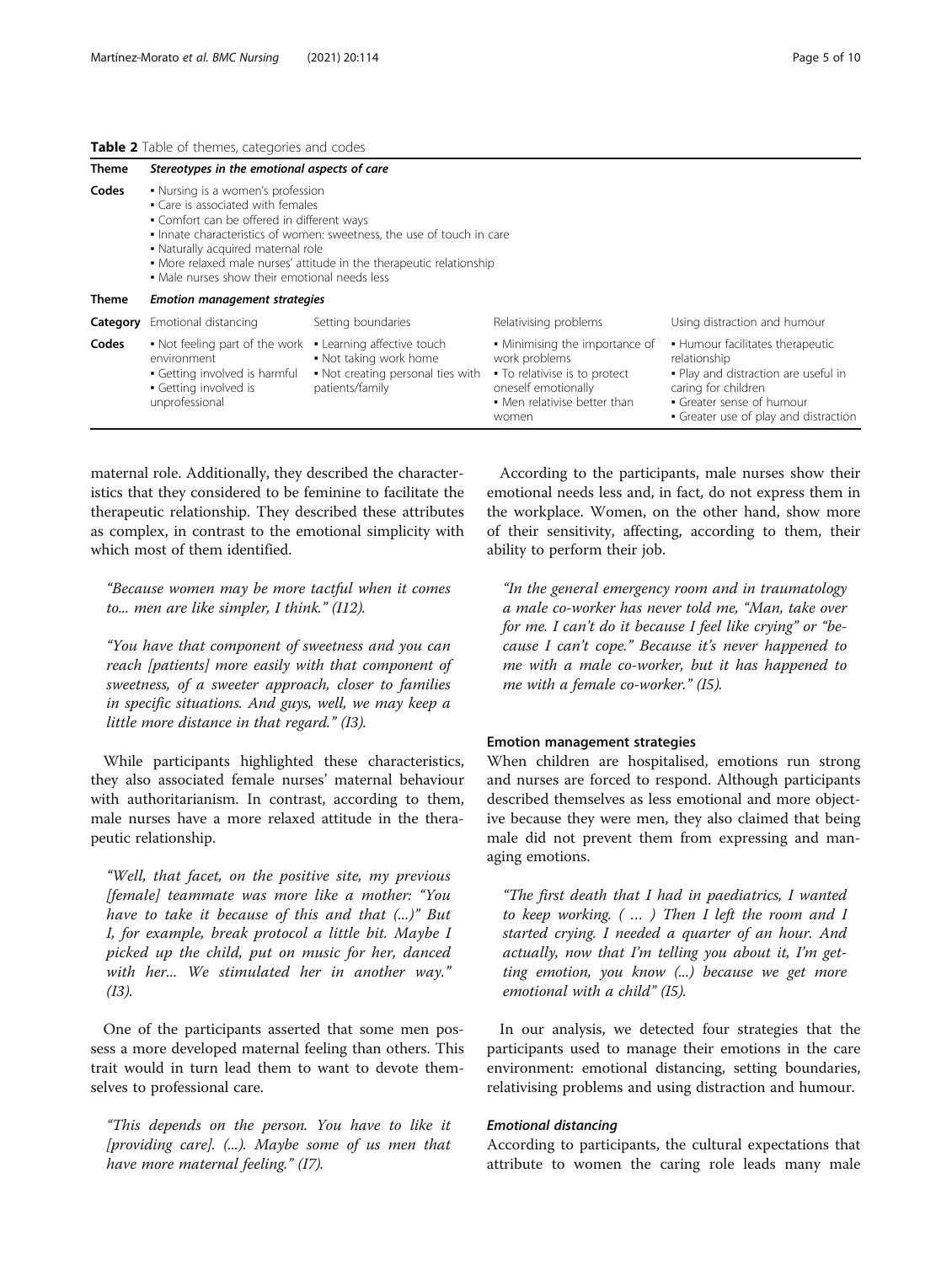**Table 2** Table of themes, categories and codes

| Theme | *Stereotypes in the emotional aspects of care* | | | |
|---|---|---|---|---|
| Codes | • Nursing is a women's profession<br>• Care is associated with females<br>• Comfort can be offered in different ways<br>• Innate characteristics of women: sweetness, the use of touch in care<br>• Naturally acquired maternal role<br>• More relaxed male nurses' attitude in the therapeutic relationship<br>• Male nurses show their emotional needs less | | | |
| **Theme** | ***Emotion management strategies*** | | | |
| **Category** | Emotional distancing | Setting boundaries | Relativising problems | Using distraction and humour |
| **Codes** | • Not feeling part of the work environment<br>• Getting involved is harmful<br>• Getting involved is unprofessional | • Learning affective touch<br>• Not taking work home<br>• Not creating personal ties with patients/family | • Minimising the importance of work problems<br>• To relativise is to protect oneself emotionally<br>• Men relativise better than women | • Humour facilitates therapeutic relationship<br>• Play and distraction are useful in caring for children<br>• Greater sense of humour<br>• Greater use of play and distraction |

maternal role. Additionally, they described the characteristics that they considered to be feminine to facilitate the therapeutic relationship. They described these attributes as complex, in contrast to the emotional simplicity with which most of them identified.

*"Because women may be more tactful when it comes to... men are like simpler, I think." (I12).*

*"You have that component of sweetness and you can reach [patients] more easily with that component of sweetness, of a sweeter approach, closer to families in specific situations. And guys, well, we may keep a little more distance in that regard." (I3).*

While participants highlighted these characteristics, they also associated female nurses' maternal behaviour with authoritarianism. In contrast, according to them, male nurses have a more relaxed attitude in the therapeutic relationship.

*"Well, that facet, on the positive site, my previous [female] teammate was more like a mother: "You have to take it because of this and that (...)" But I, for example, break protocol a little bit. Maybe I picked up the child, put on music for her, danced with her... We stimulated her in another way." (I3).*

One of the participants asserted that some men possess a more developed maternal feeling than others. This trait would in turn lead them to want to devote themselves to professional care.

*"This depends on the person. You have to like it [providing care]. (...). Maybe some of us men that have more maternal feeling." (I7).*

According to the participants, male nurses show their emotional needs less and, in fact, do not express them in the workplace. Women, on the other hand, show more of their sensitivity, affecting, according to them, their ability to perform their job.

*"In the general emergency room and in traumatology a male co-worker has never told me, "Man, take over for me. I can't do it because I feel like crying" or "because I can't cope." Because it's never happened to me with a male co-worker, but it has happened to me with a female co-worker." (I5).*

#### Emotion management strategies

When children are hospitalised, emotions run strong and nurses are forced to respond. Although participants described themselves as less emotional and more objective because they were men, they also claimed that being male did not prevent them from expressing and managing emotions.

*"The first death that I had in paediatrics, I wanted to keep working. ( … ) Then I left the room and I started crying. I needed a quarter of an hour. And actually, now that I'm telling you about it, I'm getting emotion, you know (...) because we get more emotional with a child" (I5).*

In our analysis, we detected four strategies that the participants used to manage their emotions in the care environment: emotional distancing, setting boundaries, relativising problems and using distraction and humour.

##### *Emotional distancing*

According to participants, the cultural expectations that attribute to women the caring role leads many male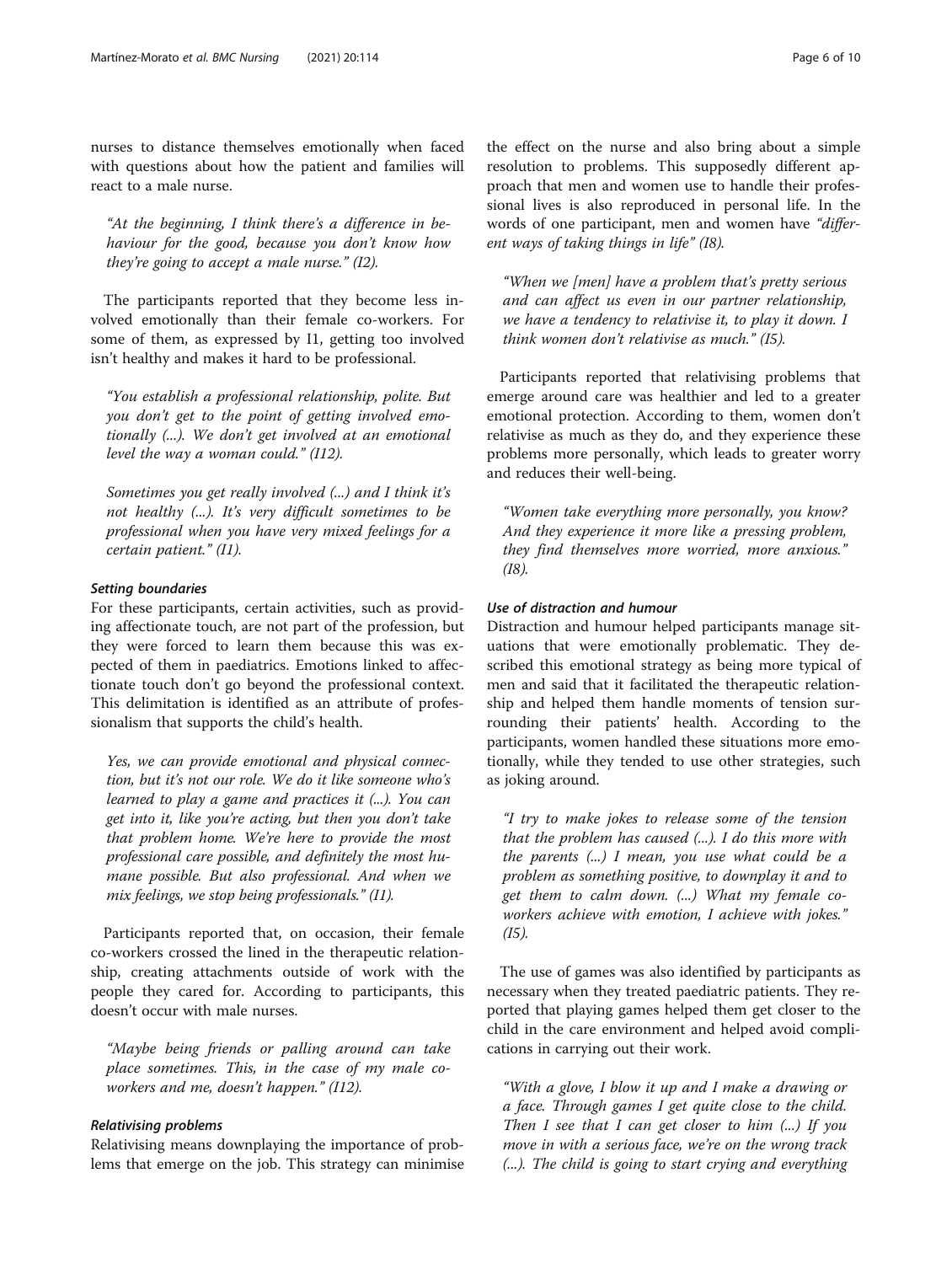nurses to distance themselves emotionally when faced with questions about how the patient and families will react to a male nurse.

> "At the beginning, I think there's a difference in behaviour for the good, because you don't know how they're going to accept a male nurse." (I2).

The participants reported that they become less involved emotionally than their female co-workers. For some of them, as expressed by I1, getting too involved isn't healthy and makes it hard to be professional.

> "You establish a professional relationship, polite. But you don't get to the point of getting involved emotionally (...). We don't get involved at an emotional level the way a woman could." (I12).

> Sometimes you get really involved (...) and I think it's not healthy (...). It's very difficult sometimes to be professional when you have very mixed feelings for a certain patient." (I1).

#### Setting boundaries

For these participants, certain activities, such as providing affectionate touch, are not part of the profession, but they were forced to learn them because this was expected of them in paediatrics. Emotions linked to affectionate touch don't go beyond the professional context. This delimitation is identified as an attribute of professionalism that supports the child's health.

> Yes, we can provide emotional and physical connection, but it's not our role. We do it like someone who's learned to play a game and practices it (...). You can get into it, like you're acting, but then you don't take that problem home. We're here to provide the most professional care possible, and definitely the most humane possible. But also professional. And when we mix feelings, we stop being professionals." (I1).

Participants reported that, on occasion, their female co-workers crossed the lined in the therapeutic relationship, creating attachments outside of work with the people they cared for. According to participants, this doesn't occur with male nurses.

> "Maybe being friends or palling around can take place sometimes. This, in the case of my male co-workers and me, doesn't happen." (I12).

#### Relativising problems

Relativising means downplaying the importance of problems that emerge on the job. This strategy can minimise the effect on the nurse and also bring about a simple resolution to problems. This supposedly different approach that men and women use to handle their professional lives is also reproduced in personal life. In the words of one participant, men and women have *"different ways of taking things in life"* (I8).

> "When we [men] have a problem that's pretty serious and can affect us even in our partner relationship, we have a tendency to relativise it, to play it down. I think women don't relativise as much." (I5).

Participants reported that relativising problems that emerge around care was healthier and led to a greater emotional protection. According to them, women don't relativise as much as they do, and they experience these problems more personally, which leads to greater worry and reduces their well-being.

> "Women take everything more personally, you know? And they experience it more like a pressing problem, they find themselves more worried, more anxious." (I8).

#### Use of distraction and humour

Distraction and humour helped participants manage situations that were emotionally problematic. They described this emotional strategy as being more typical of men and said that it facilitated the therapeutic relationship and helped them handle moments of tension surrounding their patients' health. According to the participants, women handled these situations more emotionally, while they tended to use other strategies, such as joking around.

> "I try to make jokes to release some of the tension that the problem has caused (...). I do this more with the parents (...) I mean, you use what could be a problem as something positive, to downplay it and to get them to calm down. (...) What my female co-workers achieve with emotion, I achieve with jokes." (I5).

The use of games was also identified by participants as necessary when they treated paediatric patients. They reported that playing games helped them get closer to the child in the care environment and helped avoid complications in carrying out their work.

> "With a glove, I blow it up and I make a drawing or a face. Through games I get quite close to the child. Then I see that I can get closer to him (...) If you move in with a serious face, we're on the wrong track (...). The child is going to start crying and everything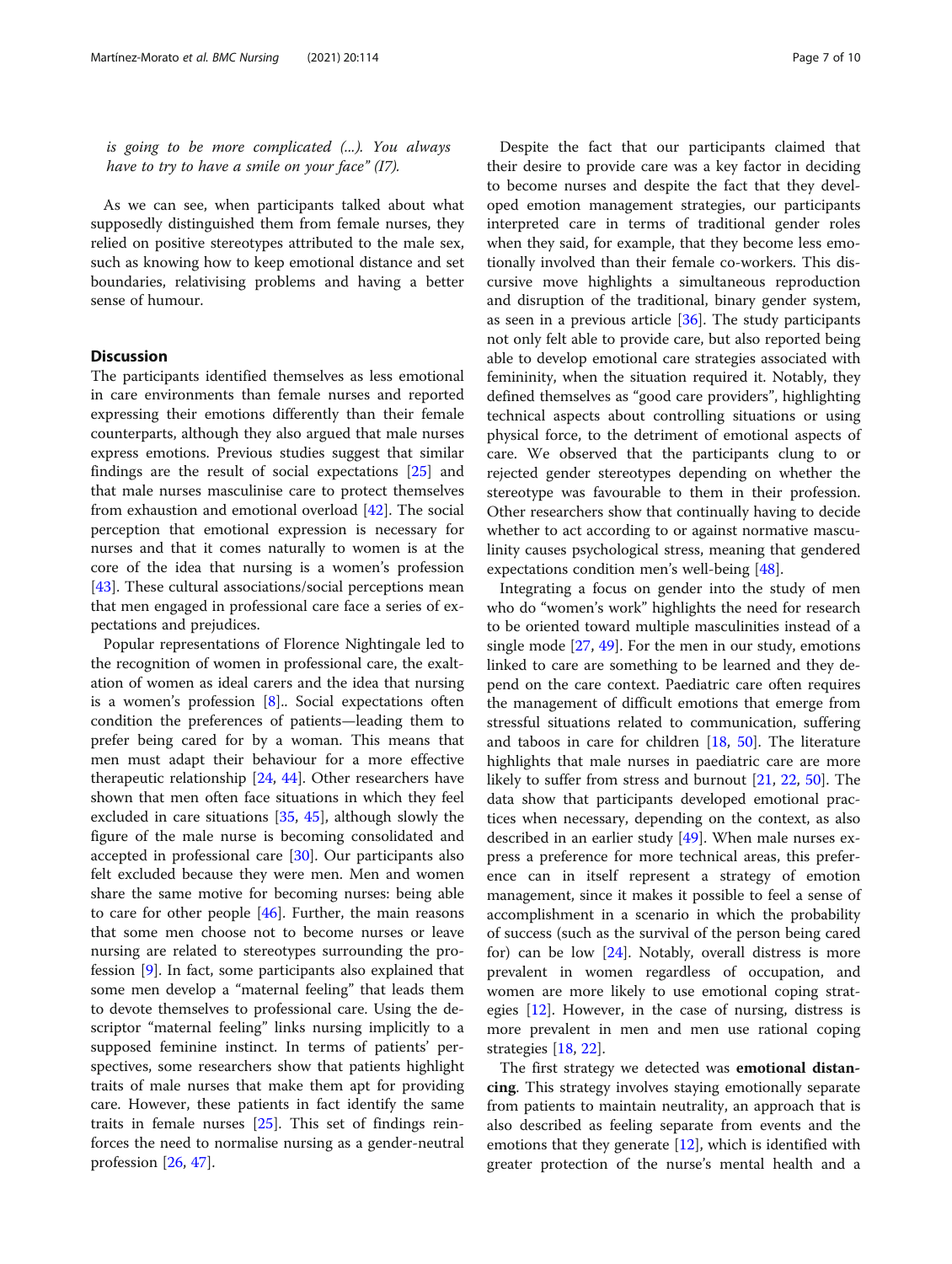*is going to be more complicated (...). You always have to try to have a smile on your face" (I7).*

As we can see, when participants talked about what supposedly distinguished them from female nurses, they relied on positive stereotypes attributed to the male sex, such as knowing how to keep emotional distance and set boundaries, relativising problems and having a better sense of humour.

## Discussion

The participants identified themselves as less emotional in care environments than female nurses and reported expressing their emotions differently than their female counterparts, although they also argued that male nurses express emotions. Previous studies suggest that similar findings are the result of social expectations [25] and that male nurses masculinise care to protect themselves from exhaustion and emotional overload [42]. The social perception that emotional expression is necessary for nurses and that it comes naturally to women is at the core of the idea that nursing is a women's profession [43]. These cultural associations/social perceptions mean that men engaged in professional care face a series of expectations and prejudices.

Popular representations of Florence Nightingale led to the recognition of women in professional care, the exaltation of women as ideal carers and the idea that nursing is a women's profession [8].. Social expectations often condition the preferences of patients—leading them to prefer being cared for by a woman. This means that men must adapt their behaviour for a more effective therapeutic relationship [24, 44]. Other researchers have shown that men often face situations in which they feel excluded in care situations [35, 45], although slowly the figure of the male nurse is becoming consolidated and accepted in professional care [30]. Our participants also felt excluded because they were men. Men and women share the same motive for becoming nurses: being able to care for other people [46]. Further, the main reasons that some men choose not to become nurses or leave nursing are related to stereotypes surrounding the profession [9]. In fact, some participants also explained that some men develop a "maternal feeling" that leads them to devote themselves to professional care. Using the descriptor "maternal feeling" links nursing implicitly to a supposed feminine instinct. In terms of patients' perspectives, some researchers show that patients highlight traits of male nurses that make them apt for providing care. However, these patients in fact identify the same traits in female nurses [25]. This set of findings reinforces the need to normalise nursing as a gender-neutral profession [26, 47].

Despite the fact that our participants claimed that their desire to provide care was a key factor in deciding to become nurses and despite the fact that they developed emotion management strategies, our participants interpreted care in terms of traditional gender roles when they said, for example, that they become less emotionally involved than their female co-workers. This discursive move highlights a simultaneous reproduction and disruption of the traditional, binary gender system, as seen in a previous article [36]. The study participants not only felt able to provide care, but also reported being able to develop emotional care strategies associated with femininity, when the situation required it. Notably, they defined themselves as "good care providers", highlighting technical aspects about controlling situations or using physical force, to the detriment of emotional aspects of care. We observed that the participants clung to or rejected gender stereotypes depending on whether the stereotype was favourable to them in their profession. Other researchers show that continually having to decide whether to act according to or against normative masculinity causes psychological stress, meaning that gendered expectations condition men's well-being [48].

Integrating a focus on gender into the study of men who do "women's work" highlights the need for research to be oriented toward multiple masculinities instead of a single mode [27, 49]. For the men in our study, emotions linked to care are something to be learned and they depend on the care context. Paediatric care often requires the management of difficult emotions that emerge from stressful situations related to communication, suffering and taboos in care for children [18, 50]. The literature highlights that male nurses in paediatric care are more likely to suffer from stress and burnout [21, 22, 50]. The data show that participants developed emotional practices when necessary, depending on the context, as also described in an earlier study [49]. When male nurses express a preference for more technical areas, this preference can in itself represent a strategy of emotion management, since it makes it possible to feel a sense of accomplishment in a scenario in which the probability of success (such as the survival of the person being cared for) can be low [24]. Notably, overall distress is more prevalent in women regardless of occupation, and women are more likely to use emotional coping strategies [12]. However, in the case of nursing, distress is more prevalent in men and men use rational coping strategies [18, 22].

The first strategy we detected was **emotional distancing**. This strategy involves staying emotionally separate from patients to maintain neutrality, an approach that is also described as feeling separate from events and the emotions that they generate [12], which is identified with greater protection of the nurse's mental health and a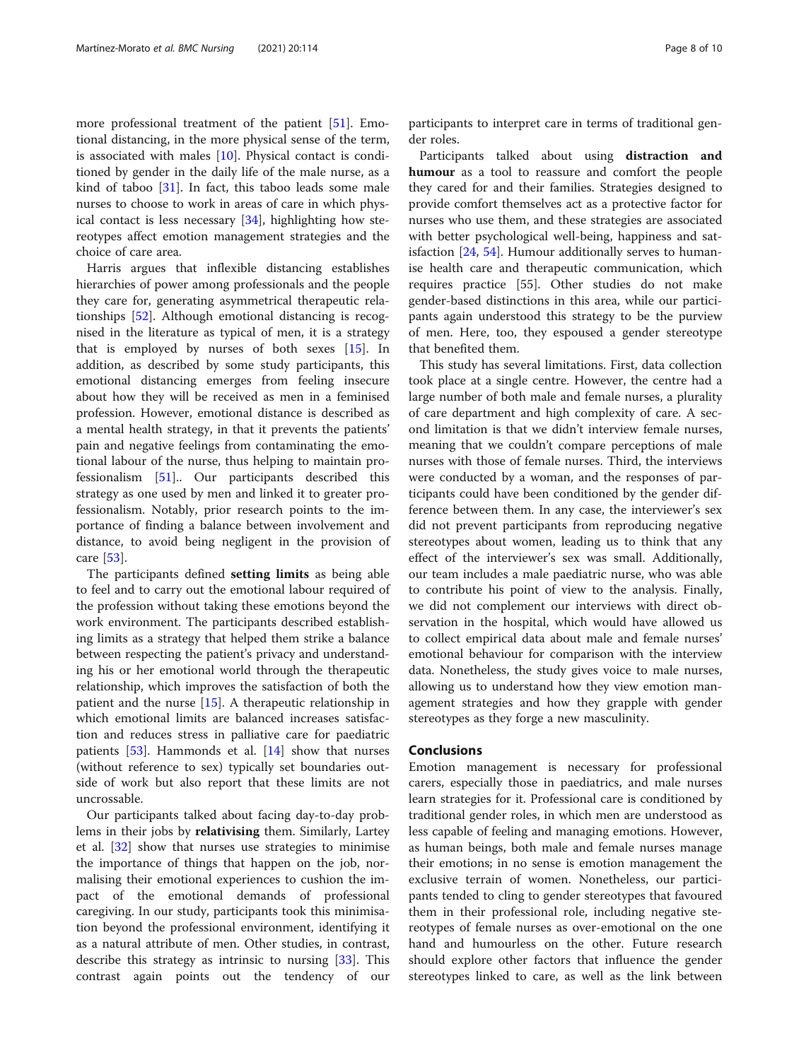more professional treatment of the patient [51]. Emotional distancing, in the more physical sense of the term, is associated with males [10]. Physical contact is conditioned by gender in the daily life of the male nurse, as a kind of taboo [31]. In fact, this taboo leads some male nurses to choose to work in areas of care in which physical contact is less necessary [34], highlighting how stereotypes affect emotion management strategies and the choice of care area.

Harris argues that inflexible distancing establishes hierarchies of power among professionals and the people they care for, generating asymmetrical therapeutic relationships [52]. Although emotional distancing is recognised in the literature as typical of men, it is a strategy that is employed by nurses of both sexes [15]. In addition, as described by some study participants, this emotional distancing emerges from feeling insecure about how they will be received as men in a feminised profession. However, emotional distance is described as a mental health strategy, in that it prevents the patients' pain and negative feelings from contaminating the emotional labour of the nurse, thus helping to maintain professionalism [51].. Our participants described this strategy as one used by men and linked it to greater professionalism. Notably, prior research points to the importance of finding a balance between involvement and distance, to avoid being negligent in the provision of care [53].

The participants defined **setting limits** as being able to feel and to carry out the emotional labour required of the profession without taking these emotions beyond the work environment. The participants described establishing limits as a strategy that helped them strike a balance between respecting the patient's privacy and understanding his or her emotional world through the therapeutic relationship, which improves the satisfaction of both the patient and the nurse [15]. A therapeutic relationship in which emotional limits are balanced increases satisfaction and reduces stress in palliative care for paediatric patients [53]. Hammonds et al. [14] show that nurses (without reference to sex) typically set boundaries outside of work but also report that these limits are not uncrossable.

Our participants talked about facing day-to-day problems in their jobs by **relativising** them. Similarly, Lartey et al. [32] show that nurses use strategies to minimise the importance of things that happen on the job, normalising their emotional experiences to cushion the impact of the emotional demands of professional caregiving. In our study, participants took this minimisation beyond the professional environment, identifying it as a natural attribute of men. Other studies, in contrast, describe this strategy as intrinsic to nursing [33]. This contrast again points out the tendency of our participants to interpret care in terms of traditional gender roles.

Participants talked about using **distraction and humour** as a tool to reassure and comfort the people they cared for and their families. Strategies designed to provide comfort themselves act as a protective factor for nurses who use them, and these strategies are associated with better psychological well-being, happiness and satisfaction [24, 54]. Humour additionally serves to humanise health care and therapeutic communication, which requires practice [55]. Other studies do not make gender-based distinctions in this area, while our participants again understood this strategy to be the purview of men. Here, too, they espoused a gender stereotype that benefited them.

This study has several limitations. First, data collection took place at a single centre. However, the centre had a large number of both male and female nurses, a plurality of care department and high complexity of care. A second limitation is that we didn't interview female nurses, meaning that we couldn't compare perceptions of male nurses with those of female nurses. Third, the interviews were conducted by a woman, and the responses of participants could have been conditioned by the gender difference between them. In any case, the interviewer's sex did not prevent participants from reproducing negative stereotypes about women, leading us to think that any effect of the interviewer's sex was small. Additionally, our team includes a male paediatric nurse, who was able to contribute his point of view to the analysis. Finally, we did not complement our interviews with direct observation in the hospital, which would have allowed us to collect empirical data about male and female nurses' emotional behaviour for comparison with the interview data. Nonetheless, the study gives voice to male nurses, allowing us to understand how they view emotion management strategies and how they grapple with gender stereotypes as they forge a new masculinity.

## Conclusions

Emotion management is necessary for professional carers, especially those in paediatrics, and male nurses learn strategies for it. Professional care is conditioned by traditional gender roles, in which men are understood as less capable of feeling and managing emotions. However, as human beings, both male and female nurses manage their emotions; in no sense is emotion management the exclusive terrain of women. Nonetheless, our participants tended to cling to gender stereotypes that favoured them in their professional role, including negative stereotypes of female nurses as over-emotional on the one hand and humourless on the other. Future research should explore other factors that influence the gender stereotypes linked to care, as well as the link between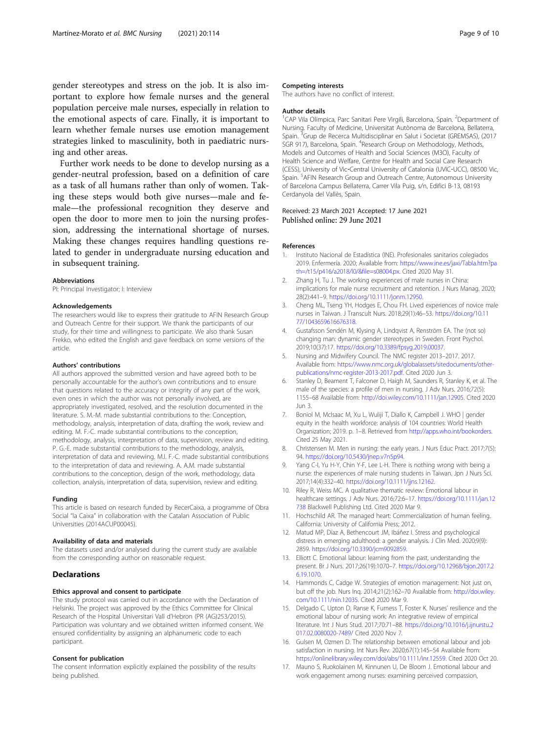gender stereotypes and stress on the job. It is also important to explore how female nurses and the general population perceive male nurses, especially in relation to the emotional aspects of care. Finally, it is important to learn whether female nurses use emotion management strategies linked to masculinity, both in paediatric nursing and other areas.

Further work needs to be done to develop nursing as a gender-neutral profession, based on a definition of care as a task of all humans rather than only of women. Taking these steps would both give nurses—male and female—the professional recognition they deserve and open the door to more men to join the nursing profession, addressing the international shortage of nurses. Making these changes requires handling questions related to gender in undergraduate nursing education and in subsequent training.

### Abbreviations

PI: Principal Investigator; I: Interview

### Acknowledgements

The researchers would like to express their gratitude to AFIN Research Group and Outreach Centre for their support. We thank the participants of our study, for their time and willingness to participate. We also thank Susan Frekko, who edited the English and gave feedback on some versions of the article.

### Authors' contributions

All authors approved the submitted version and have agreed both to be personally accountable for the author's own contributions and to ensure that questions related to the accuracy or integrity of any part of the work, even ones in which the author was not personally involved, are appropriately investigated, resolved, and the resolution documented in the literature. S. M.-M. made substantial contributions to the: Conception, methodology, analysis, interpretation of data, drafting the work, review and editing. M. F.-C. made substantial contributions to the conception, methodology, analysis, interpretation of data, supervision, review and editing. P. G.-E. made substantial contributions to the methodology, analysis, interpretation of data and reviewing. M.I. F.-C. made substantial contributions to the interpretation of data and reviewing. A. A.M. made substantial contributions to the conception, design of the work, methodology, data collection, analysis, interpretation of data, supervision, review and editing.

### Funding

This article is based on research funded by RecerCaixa, a programme of Obra Social "la Caixa" in collaboration with the Catalan Association of Public Universities (2014ACUP00045).

### Availability of data and materials

The datasets used and/or analysed during the current study are available from the corresponding author on reasonable request.

## Declarations

### Ethics approval and consent to participate

The study protocol was carried out in accordance with the Declaration of Helsinki. The project was approved by the Ethics Committee for Clinical Research of the Hospital Universitari Vall d'Hebron (PR (AG)253/2015). Participation was voluntary and we obtained written informed consent. We ensured confidentiality by assigning an alphanumeric code to each participant.

### Consent for publication

The consent information explicitly explained the possibility of the results being published.

### Competing interests

The authors have no conflict of interest.

### Author details

[1]CAP Vila Olímpica, Parc Sanitari Pere Virgili, Barcelona, Spain. [2]Department of Nursing. Faculty of Medicine, Universitat Autònoma de Barcelona, Bellaterra, Spain. [3]Grup de Recerca Multidisciplinar en Salut i Societat (GREMSAS), (2017 SGR 917), Barcelona, Spain. [4]Research Group on Methodology, Methods, Models and Outcomes of Health and Social Sciences (M3O), Faculty of Health Science and Welfare, Centre for Health and Social Care Research (CESS), University of Vic-Central University of Catalonia (UVIC-UCC), 08500 Vic, Spain. [5]AFIN Research Group and Outreach Centre, Autonomous University of Barcelona Campus Bellaterra, Carrer Vila Puig, s/n, Edifici B-13, 08193 Cerdanyola del Vallès, Spain.

Received: 23 March 2021 Accepted: 17 June 2021
Published online: 29 June 2021

### References

1. Instituto Nacional de Estadística (INE). Profesionales sanitarios colegiados 2019. Enfermería. 2020; Available from: https://www.ine.es/jaxi/Tabla.htm?path=/t15/p416/a2018/l0/&file=s08004.px. Cited 2020 May 31.
2. Zhang H, Tu J. The working experiences of male nurses in China: implications for male nurse recruitment and retention. J Nurs Manag. 2020; 28(2):441–9. https://doi.org/10.1111/jonm.12950.
3. Cheng ML, Tseng YH, Hodges E, Chou FH. Lived experiences of novice male nurses in Taiwan. J Transcult Nurs. 2018;29(1):46–53. https://doi.org/10.1177/1043659616676318.
4. Gustafsson Sendén M, Klysing A, Lindqvist A, Renström EA. The (not so) changing man: dynamic gender stereotypes in Sweden. Front Psychol. 2019;10(37):17. https://doi.org/10.3389/fpsyg.2019.00037.
5. Nursing and Midwifery Council. The NMC register 2013–2017. 2017. Available from: https://www.nmc.org.uk/globalassets/sitedocuments/other-publications/nmc-register-2013-2017.pdf. Cited 2020 Jun 3.
6. Stanley D, Beament T, Falconer D, Haigh M, Saunders R, Stanley K, et al. The male of the species: a profile of men in nursing. J Adv Nurs. 2016;72(5): 1155–68 Available from: http://doi.wiley.com/10.1111/jan.12905. Cited 2020 Jun 3.
7. Boniol M, McIsaac M, Xu L, Wuliji T, Diallo K, Campbell J. WHO | gender equity in the health workforce: analysis of 104 countries: World Health Organization; 2019. p. 1–8. Retrieved from http://apps.who.int/bookorders. Cited 25 May 2021.
8. Christensen M. Men in nursing: the early years. J Nurs Educ Pract. 2017;7(5): 94. https://doi.org/10.5430/jnep.v7n5p94.
9. Yang C-I, Yu H-Y, Chin Y-F, Lee L-H. There is nothing wrong with being a nurse: the experiences of male nursing students in Taiwan. Jpn J Nurs Sci. 2017;14(4):332–40. https://doi.org/10.1111/jjns.12162.
10. Riley R, Weiss MC. A qualitative thematic review: Emotional labour in healthcare settings. J Adv Nurs. 2016;72:6–17. https://doi.org/10.1111/jan.12738 Blackwell Publishing Ltd. Cited 2020 Mar 9.
11. Hochschild AR. The managed heart: Commercialization of human feeling. California: University of California Press; 2012.
12. Matud MP, Díaz A, Bethencourt JM, Ibáñez I. Stress and psychological distress in emerging adulthood: a gender analysis. J Clin Med. 2020;9(9): 2859. https://doi.org/10.3390/jcm9092859.
13. Elliott C. Emotional labour: learning from the past, understanding the present. Br J Nurs. 2017;26(19):1070–7. https://doi.org/10.12968/bjon.2017.26.19.1070.
14. Hammonds C, Cadge W. Strategies of emotion management: Not just on, but off the job. Nurs Inq. 2014;21(2):162–70 Available from: http://doi.wiley.com/10.1111/nin.12035. Cited 2020 Mar 9.
15. Delgado C, Upton D, Ranse K, Furness T, Foster K. Nurses' resilience and the emotional labour of nursing work: An integrative review of empirical literature. Int J Nurs Stud. 2017;70:71–88. https://doi.org/10.1016/j.ijnurstu.2017.02.0080020-7489/ Cited 2020 Nov 7.
16. Gulsen M, Ozmen D. The relationship between emotional labour and job satisfaction in nursing. Int Nurs Rev. 2020;67(1):145–54 Available from: https://onlinelibrary.wiley.com/doi/abs/10.1111/inr.12559. Cited 2020 Oct 20.
17. Mauno S, Ruokolainen M, Kinnunen U, De Bloom J. Emotional labour and work engagement among nurses: examining perceived compassion,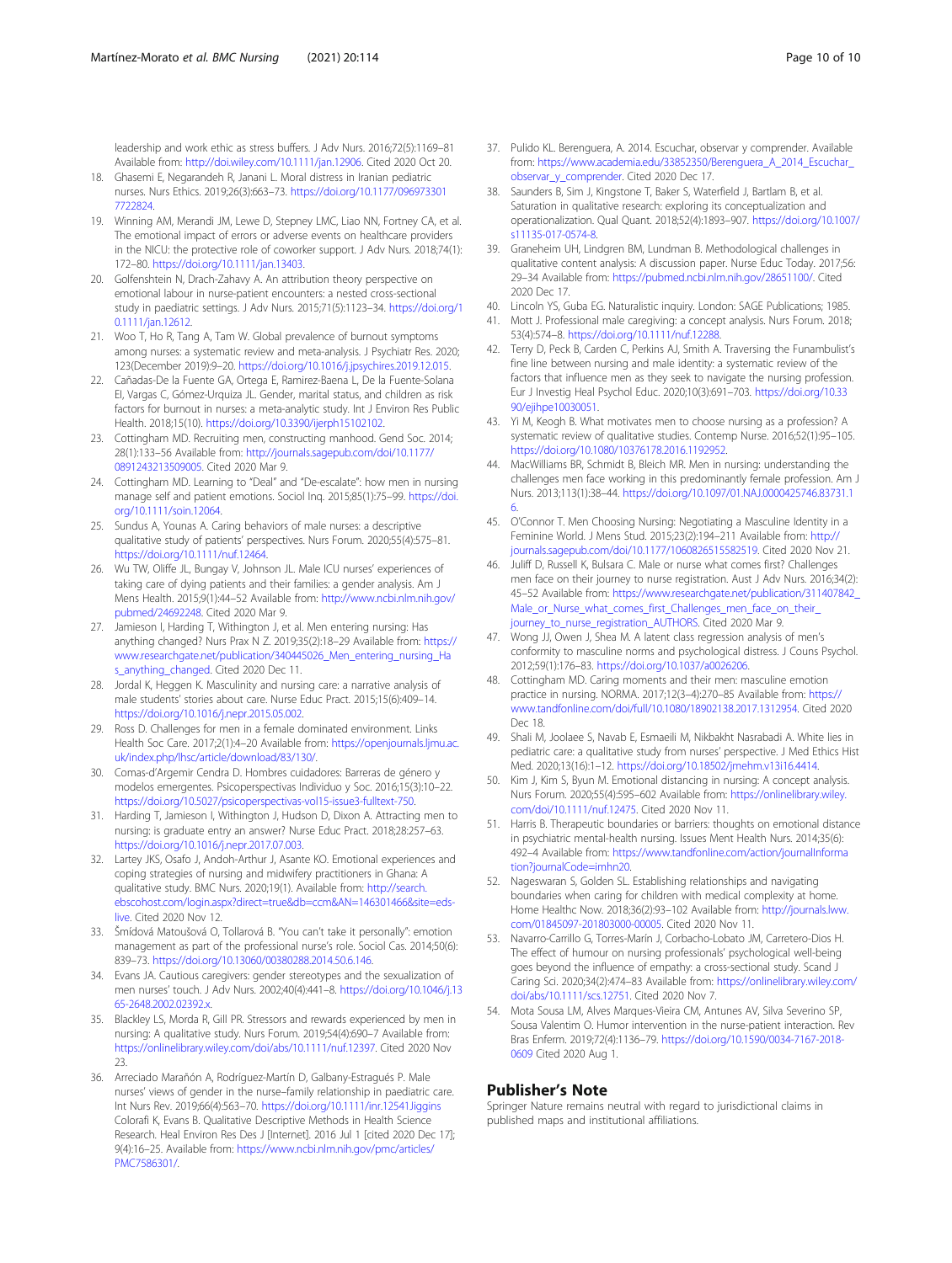leadership and work ethic as stress buffers. J Adv Nurs. 2016;72(5):1169–81 Available from: http://doi.wiley.com/10.1111/jan.12906. Cited 2020 Oct 20.

18. Ghasemi E, Negarandeh R, Janani L. Moral distress in Iranian pediatric nurses. Nurs Ethics. 2019;26(3):663–73. https://doi.org/10.1177/0969733017722824.
19. Winning AM, Merandi JM, Lewe D, Stepney LMC, Liao NN, Fortney CA, et al. The emotional impact of errors or adverse events on healthcare providers in the NICU: the protective role of coworker support. J Adv Nurs. 2018;74(1):172–80. https://doi.org/10.1111/jan.13403.
20. Golfenshtein N, Drach-Zahavy A. An attribution theory perspective on emotional labour in nurse-patient encounters: a nested cross-sectional study in paediatric settings. J Adv Nurs. 2015;71(5):1123–34. https://doi.org/10.1111/jan.12612.
21. Woo T, Ho R, Tang A, Tam W. Global prevalence of burnout symptoms among nurses: a systematic review and meta-analysis. J Psychiatr Res. 2020;123(December 2019):9–20. https://doi.org/10.1016/j.jpsychires.2019.12.015.
22. Cañadas-De la Fuente GA, Ortega E, Ramirez-Baena L, De la Fuente-Solana EI, Vargas C, Gómez-Urquiza JL. Gender, marital status, and children as risk factors for burnout in nurses: a meta-analytic study. Int J Environ Res Public Health. 2018;15(10). https://doi.org/10.3390/ijerph15102102.
23. Cottingham MD. Recruiting men, constructing manhood. Gend Soc. 2014;28(1):133–56 Available from: http://journals.sagepub.com/doi/10.1177/0891243213509005. Cited 2020 Mar 9.
24. Cottingham MD. Learning to "Deal" and "De-escalate": how men in nursing manage self and patient emotions. Sociol Inq. 2015;85(1):75–99. https://doi.org/10.1111/soin.12064.
25. Sundus A, Younas A. Caring behaviors of male nurses: a descriptive qualitative study of patients' perspectives. Nurs Forum. 2020;55(4):575–81. https://doi.org/10.1111/nuf.12464.
26. Wu TW, Oliffe JL, Bungay V, Johnson JL. Male ICU nurses' experiences of taking care of dying patients and their families: a gender analysis. Am J Mens Health. 2015;9(1):44–52 Available from: http://www.ncbi.nlm.nih.gov/pubmed/24692248. Cited 2020 Mar 9.
27. Jamieson I, Harding T, Withington J, et al. Men entering nursing: Has anything changed? Nurs Prax N Z. 2019;35(2):18–29 Available from: https://www.researchgate.net/publication/340445026_Men_entering_nursing_Has_anything_changed. Cited 2020 Dec 11.
28. Jordal K, Heggen K. Masculinity and nursing care: a narrative analysis of male students' stories about care. Nurse Educ Pract. 2015;15(6):409–14. https://doi.org/10.1016/j.nepr.2015.05.002.
29. Ross D. Challenges for men in a female dominated environment. Links Health Soc Care. 2017;2(1):4–20 Available from: https://openjournals.ljmu.ac.uk/index.php/lhsc/article/download/83/130/.
30. Comas-d'Argemir Cendra D. Hombres cuidadores: Barreras de género y modelos emergentes. Psicoperspectivas Individuo y Soc. 2016;15(3):10–22. https://doi.org/10.5027/psicoperspectivas-vol15-issue3-fulltext-750.
31. Harding T, Jamieson I, Withington J, Hudson D, Dixon A. Attracting men to nursing: is graduate entry an answer? Nurse Educ Pract. 2018;28:257–63. https://doi.org/10.1016/j.nepr.2017.07.003.
32. Lartey JKS, Osafo J, Andoh-Arthur J, Asante KO. Emotional experiences and coping strategies of nursing and midwifery practitioners in Ghana: A qualitative study. BMC Nurs. 2020;19(1). Available from: http://search.ebscohost.com/login.aspx?direct=true&db=ccm&AN=146301466&site=eds-live. Cited 2020 Nov 12.
33. Šmídová Matoušová O, Tollarová B. "You can't take it personally": emotion management as part of the professional nurse's role. Sociol Cas. 2014;50(6):839–73. https://doi.org/10.13060/00380288.2014.50.6.146.
34. Evans JA. Cautious caregivers: gender stereotypes and the sexualization of men nurses' touch. J Adv Nurs. 2002;40(4):441–8. https://doi.org/10.1046/j.1365-2648.2002.02392.x.
35. Blackley LS, Morda R, Gill PR. Stressors and rewards experienced by men in nursing: A qualitative study. Nurs Forum. 2019;54(4):690–7 Available from: https://onlinelibrary.wiley.com/doi/abs/10.1111/nuf.12397. Cited 2020 Nov 23.
36. Arreciado Marañón A, Rodríguez-Martín D, Galbany-Estragués P. Male nurses' views of gender in the nurse–family relationship in paediatric care. Int Nurs Rev. 2019;66(4):563–70. https://doi.org/10.1111/inr.12541Jiggins Colorafi K, Evans B. Qualitative Descriptive Methods in Health Science Research. Heal Environ Res Des J [Internet]. 2016 Jul 1 [cited 2020 Dec 17]; 9(4):16–25. Available from: https://www.ncbi.nlm.nih.gov/pmc/articles/PMC7586301/.
37. Pulido KL. Berenguera, A. 2014. Escuchar, observar y comprender. Available from: https://www.academia.edu/33852350/Berenguera_A_2014_Escuchar_observar_y_comprender. Cited 2020 Dec 17.
38. Saunders B, Sim J, Kingstone T, Baker S, Waterfield J, Bartlam B, et al. Saturation in qualitative research: exploring its conceptualization and operationalization. Qual Quant. 2018;52(4):1893–907. https://doi.org/10.1007/s11135-017-0574-8.
39. Graneheim UH, Lindgren BM, Lundman B. Methodological challenges in qualitative content analysis: A discussion paper. Nurse Educ Today. 2017;56:29–34 Available from: https://pubmed.ncbi.nlm.nih.gov/28651100/. Cited 2020 Dec 17.
40. Lincoln YS, Guba EG. Naturalistic inquiry. London: SAGE Publications; 1985.
41. Mott J. Professional male caregiving: a concept analysis. Nurs Forum. 2018;53(4):574–8. https://doi.org/10.1111/nuf.12288.
42. Terry D, Peck B, Carden C, Perkins AJ, Smith A. Traversing the Funambulist's fine line between nursing and male identity: a systematic review of the factors that influence men as they seek to navigate the nursing profession. Eur J Investig Heal Psychol Educ. 2020;10(3):691–703. https://doi.org/10.3390/ejihpe10030051.
43. Yi M, Keogh B. What motivates men to choose nursing as a profession? A systematic review of qualitative studies. Contemp Nurse. 2016;52(1):95–105. https://doi.org/10.1080/10376178.2016.1192952.
44. MacWilliams BR, Schmidt B, Bleich MR. Men in nursing: understanding the challenges men face working in this predominantly female profession. Am J Nurs. 2013;113(1):38–44. https://doi.org/10.1097/01.NAJ.0000425746.83731.16.
45. O'Connor T. Men Choosing Nursing: Negotiating a Masculine Identity in a Feminine World. J Mens Stud. 2015;23(2):194–211 Available from: http://journals.sagepub.com/doi/10.1177/1060826515582519. Cited 2020 Nov 21.
46. Juliff D, Russell K, Bulsara C. Male or nurse what comes first? Challenges men face on their journey to nurse registration. Aust J Adv Nurs. 2016;34(2):45–52 Available from: https://www.researchgate.net/publication/311407842_Male_or_Nurse_what_comes_first_Challenges_men_face_on_their_journey_to_nurse_registration_AUTHORS. Cited 2020 Mar 9.
47. Wong JJ, Owen J, Shea M. A latent class regression analysis of men's conformity to masculine norms and psychological distress. J Couns Psychol. 2012;59(1):176–83. https://doi.org/10.1037/a0026206.
48. Cottingham MD. Caring moments and their men: masculine emotion practice in nursing. NORMA. 2017;12(3–4):270–85 Available from: https://www.tandfonline.com/doi/full/10.1080/18902138.2017.1312954. Cited 2020 Dec 18.
49. Shali M, Joolaee S, Navab E, Esmaeili M, Nikbakht Nasrabadi A. White lies in pediatric care: a qualitative study from nurses' perspective. J Med Ethics Hist Med. 2020;13(16):1–12. https://doi.org/10.18502/jmehm.v13i16.4414.
50. Kim J, Kim S, Byun M. Emotional distancing in nursing: A concept analysis. Nurs Forum. 2020;55(4):595–602 Available from: https://onlinelibrary.wiley.com/doi/abs/10.1111/nuf.12475. Cited 2020 Nov 11.
51. Harris B. Therapeutic boundaries or barriers: thoughts on emotional distance in psychiatric mental-health nursing. Issues Ment Health Nurs. 2014;35(6):492–4 Available from: https://www.tandfonline.com/action/journalInformation?journalCode=imhn20.
52. Nageswaran S, Golden SL. Establishing relationships and navigating boundaries when caring for children with medical complexity at home. Home Healthc Now. 2018;36(2):93–102 Available from: http://journals.lww.com/01845097-201803000-00005. Cited 2020 Nov 11.
53. Navarro-Carrillo G, Torres-Marín J, Corbacho-Lobato JM, Carretero-Dios H. The effect of humour on nursing professionals' psychological well-being goes beyond the influence of empathy: a cross-sectional study. Scand J Caring Sci. 2020;34(2):474–83 Available from: https://onlinelibrary.wiley.com/doi/abs/10.1111/scs.12751. Cited 2020 Nov 7.
54. Mota Sousa LM, Alves Marques-Vieira CM, Antunes AV, Silva Severino SP, Sousa Valentim O. Humor intervention in the nurse-patient interaction. Rev Bras Enferm. 2019;72(4):1136–79. https://doi.org/10.1590/0034-7167-2018-0609 Cited 2020 Aug 1.

## Publisher's Note

Springer Nature remains neutral with regard to jurisdictional claims in published maps and institutional affiliations.